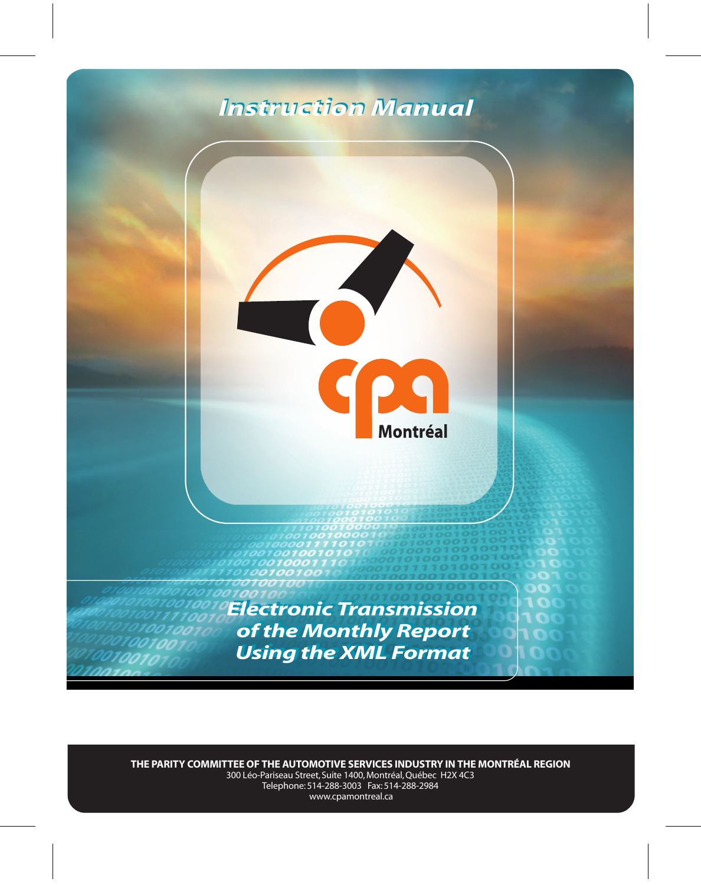# Instruction Manual

cpa Montréal

## Electronic Transmission of the Monthly Report Using the XML Format

**THE PARITY COMMITTEE OF THE AUTOMOTIVE SERVICES INDUSTRY IN THE MONTRÉAL REGION**

300 Léo-Pariseau Street, Suite 1400, Montréal, Québec H2X 4C3

Telephone: 514-288-3003 Fax: 514-288-2984

www.cpamontreal.ca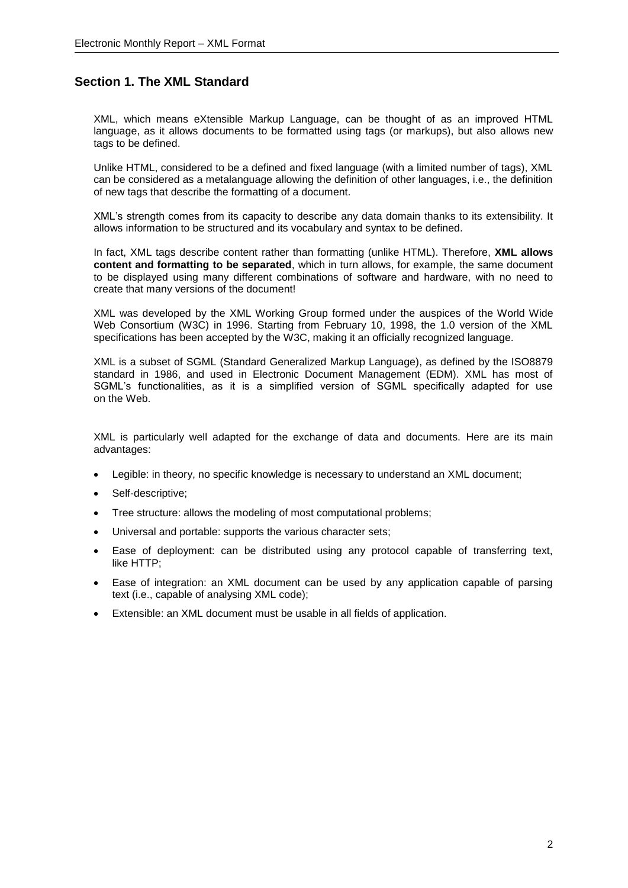## Section 1. The XML Standard

XML, which means eXtensible Markup Language, can be thought of as an improved HTML language, as it allows documents to be formatted using tags (or markups), but also allows new tags to be defined.

Unlike HTML, considered to be a defined and fixed language (with a limited number of tags), XML can be considered as a metalanguage allowing the definition of other languages, i.e., the definition of new tags that describe the formatting of a document.

XML's strength comes from its capacity to describe any data domain thanks to its extensibility. It allows information to be structured and its vocabulary and syntax to be defined.

In fact, XML tags describe content rather than formatting (unlike HTML). Therefore, **XML allows content and formatting to be separated**, which in turn allows, for example, the same document to be displayed using many different combinations of software and hardware, with no need to create that many versions of the document!

XML was developed by the XML Working Group formed under the auspices of the World Wide Web Consortium (W3C) in 1996. Starting from February 10, 1998, the 1.0 version of the XML specifications has been accepted by the W3C, making it an officially recognized language.

XML is a subset of SGML (Standard Generalized Markup Language), as defined by the ISO8879 standard in 1986, and used in Electronic Document Management (EDM). XML has most of SGML's functionalities, as it is a simplified version of SGML specifically adapted for use on the Web.

XML is particularly well adapted for the exchange of data and documents. Here are its main advantages:

- Legible: in theory, no specific knowledge is necessary to understand an XML document;
- Self-descriptive;
- Tree structure: allows the modeling of most computational problems;
- Universal and portable: supports the various character sets;
- Ease of deployment: can be distributed using any protocol capable of transferring text, like HTTP;
- Ease of integration: an XML document can be used by any application capable of parsing text (i.e., capable of analysing XML code);
- Extensible: an XML document must be usable in all fields of application.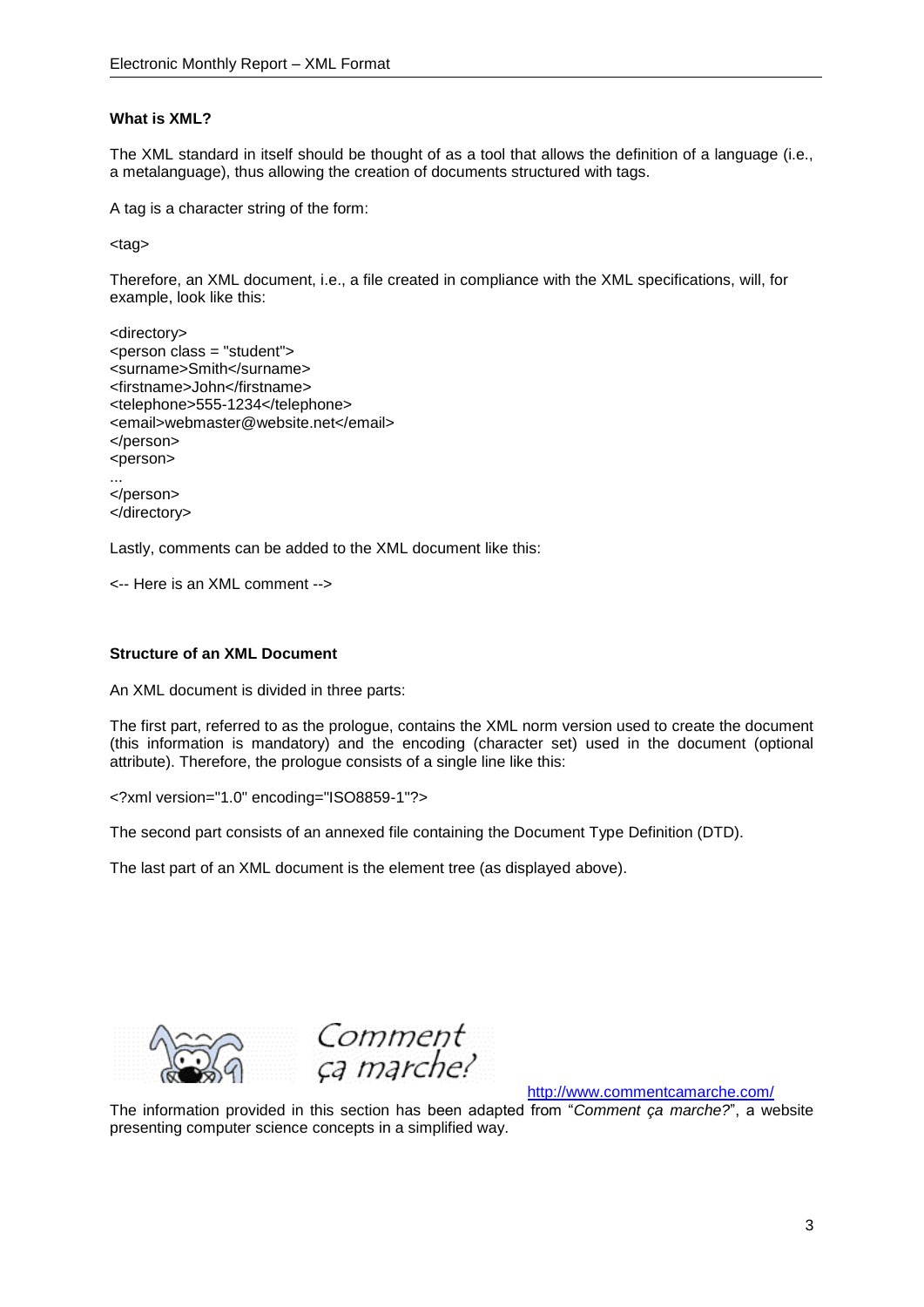## What is XML?

The XML standard in itself should be thought of as a tool that allows the definition of a language (i.e., a metalanguage), thus allowing the creation of documents structured with tags.

A tag is a character string of the form:

```
<tag>
```

Therefore, an XML document, i.e., a file created in compliance with the XML specifications, will, for example, look like this:

```
<directory>
<person class = "student">
<surname>Smith</surname>
<firstname>John</firstname>
<telephone>555-1234</telephone>
<email>webmaster@website.net</email>
</person>
<person>
...
</person>
</directory>
```

Lastly, comments can be added to the XML document like this:

```
<-- Here is an XML comment -->
```

## Structure of an XML Document

An XML document is divided in three parts:

The first part, referred to as the prologue, contains the XML norm version used to create the document (this information is mandatory) and the encoding (character set) used in the document (optional attribute). Therefore, the prologue consists of a single line like this:

```
<?xml version="1.0" encoding="ISO8859-1"?>
```

The second part consists of an annexed file containing the Document Type Definition (DTD).

The last part of an XML document is the element tree (as displayed above).

Comment ça marche?

http://www.commentcamarche.com/

The information provided in this section has been adapted from "*Comment ça marche?*", a website presenting computer science concepts in a simplified way.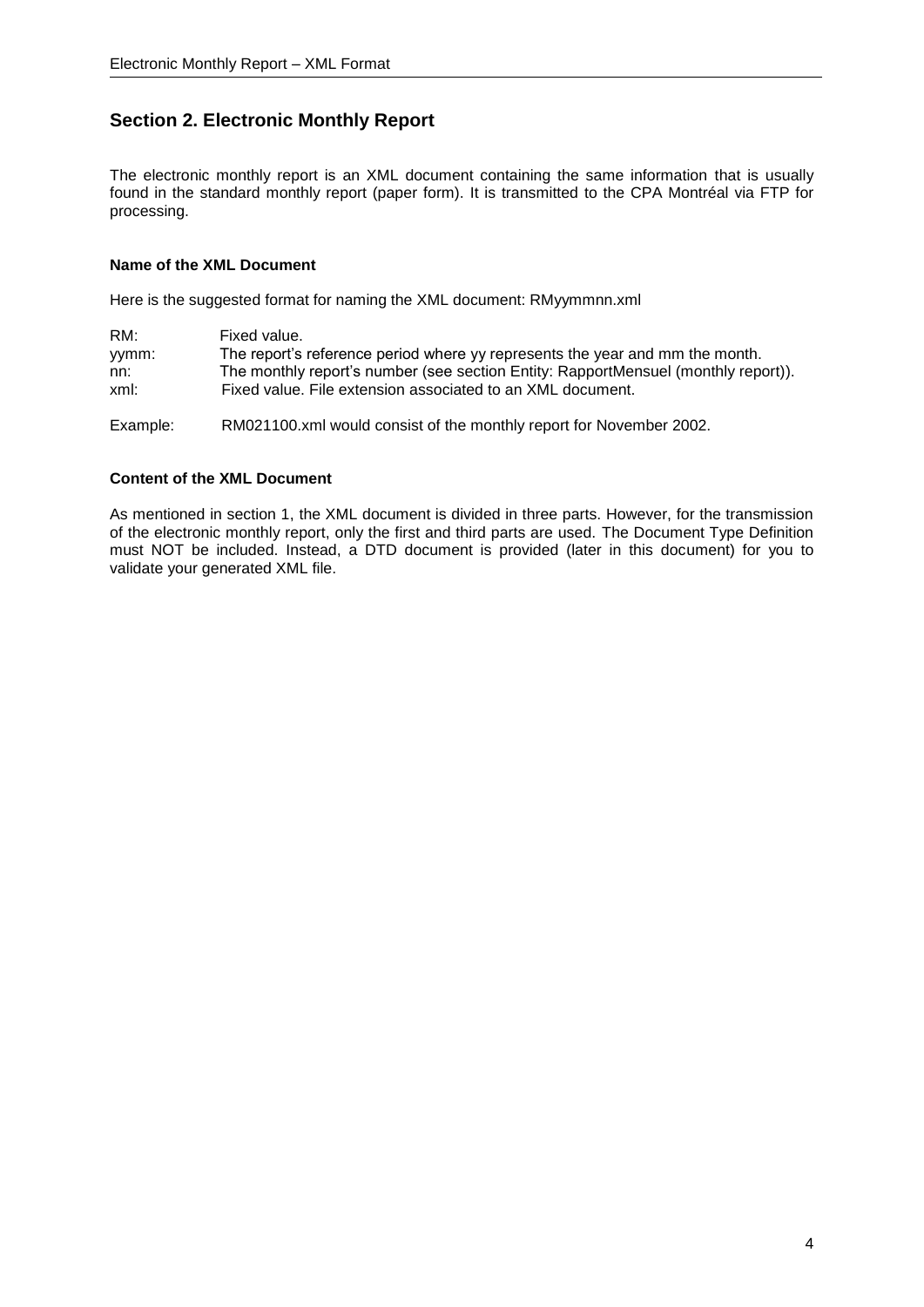## Section 2. Electronic Monthly Report

The electronic monthly report is an XML document containing the same information that is usually found in the standard monthly report (paper form). It is transmitted to the CPA Montréal via FTP for processing.

### Name of the XML Document

Here is the suggested format for naming the XML document: RMyymmnn.xml

| | |
|---|---|
| RM: | Fixed value. |
| yymm: | The report's reference period where yy represents the year and mm the month. |
| nn: | The monthly report's number (see section Entity: RapportMensuel (monthly report)). |
| xml: | Fixed value. File extension associated to an XML document. |

Example: RM021100.xml would consist of the monthly report for November 2002.

### Content of the XML Document

As mentioned in section 1, the XML document is divided in three parts. However, for the transmission of the electronic monthly report, only the first and third parts are used. The Document Type Definition must NOT be included. Instead, a DTD document is provided (later in this document) for you to validate your generated XML file.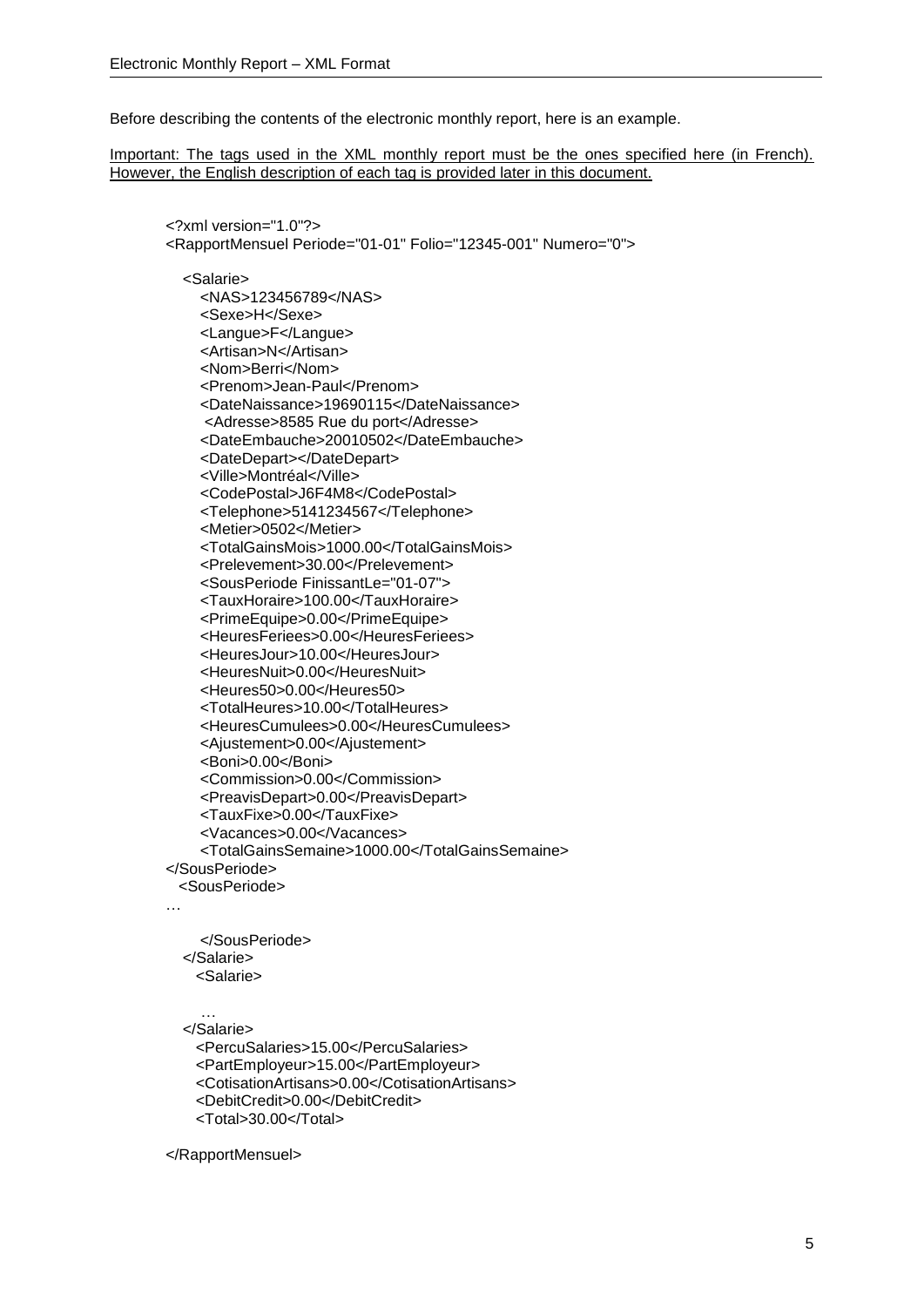Before describing the contents of the electronic monthly report, here is an example.

Important: The tags used in the XML monthly report must be the ones specified here (in French). However, the English description of each tag is provided later in this document.

```
<?xml version="1.0"?>
<RapportMensuel Periode="01-01" Folio="12345-001" Numero="0">

   <Salarie>
      <NAS>123456789</NAS>
      <Sexe>H</Sexe>
      <Langue>F</Langue>
      <Artisan>N</Artisan>
      <Nom>Berri</Nom>
      <Prenom>Jean-Paul</Prenom>
      <DateNaissance>19690115</DateNaissance>
       <Adresse>8585 Rue du port</Adresse>
      <DateEmbauche>20010502</DateEmbauche>
      <DateDepart></DateDepart>
      <Ville>Montréal</Ville>
      <CodePostal>J6F4M8</CodePostal>
      <Telephone>5141234567</Telephone>
      <Metier>0502</Metier>
      <TotalGainsMois>1000.00</TotalGainsMois>
      <Prelevement>30.00</Prelevement>
      <SousPeriode FinissantLe="01-07">
      <TauxHoraire>100.00</TauxHoraire>
      <PrimeEquipe>0.00</PrimeEquipe>
      <HeuresFeriees>0.00</HeuresFeriees>
      <HeuresJour>10.00</HeuresJour>
      <HeuresNuit>0.00</HeuresNuit>
      <Heures50>0.00</Heures50>
      <TotalHeures>10.00</TotalHeures>
      <HeuresCumulees>0.00</HeuresCumulees>
      <Ajustement>0.00</Ajustement>
      <Boni>0.00</Boni>
      <Commission>0.00</Commission>
      <PreavisDepart>0.00</PreavisDepart>
      <TauxFixe>0.00</TauxFixe>
      <Vacances>0.00</Vacances>
      <TotalGainsSemaine>1000.00</TotalGainsSemaine>
</SousPeriode>
  <SousPeriode>
…

      </SousPeriode>
   </Salarie>
     <Salarie>

      …
   </Salarie>
     <PercuSalaries>15.00</PercuSalaries>
     <PartEmployeur>15.00</PartEmployeur>
     <CotisationArtisans>0.00</CotisationArtisans>
     <DebitCredit>0.00</DebitCredit>
     <Total>30.00</Total>

</RapportMensuel>
```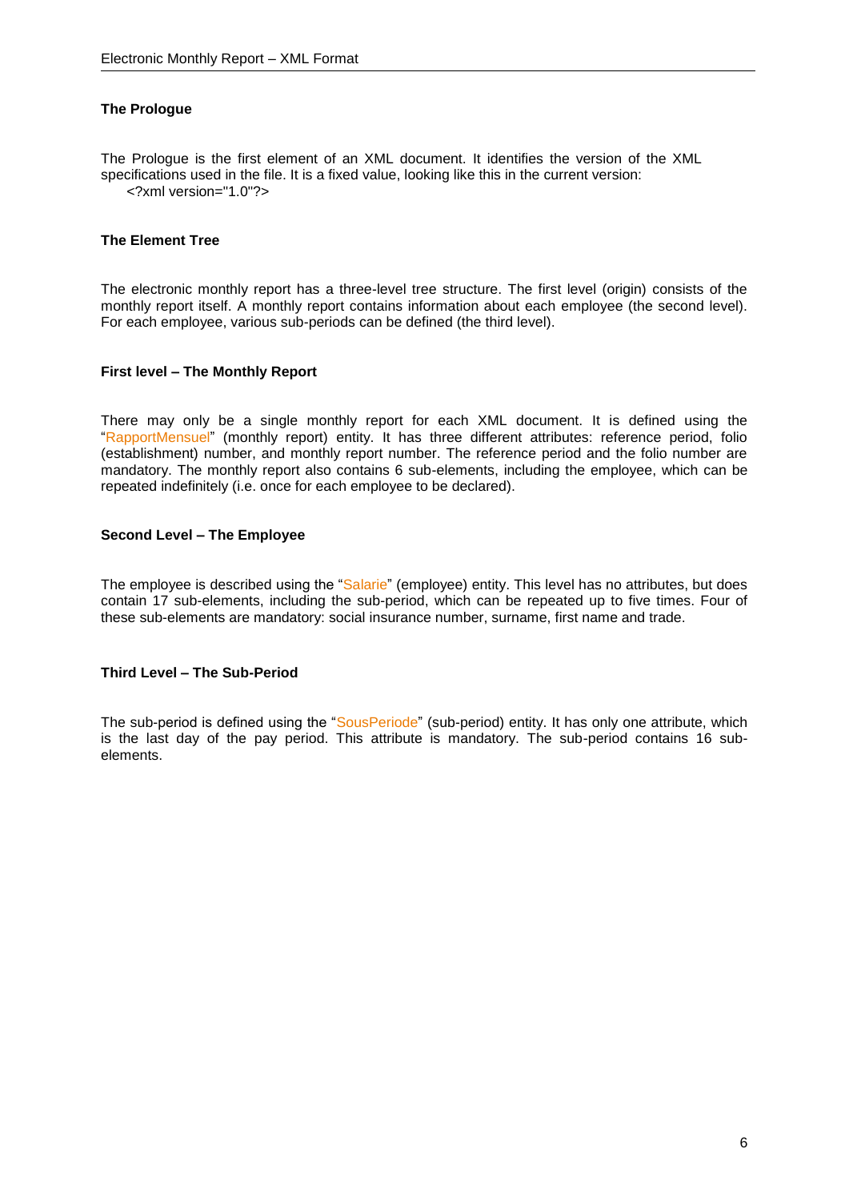### The Prologue

The Prologue is the first element of an XML document. It identifies the version of the XML specifications used in the file. It is a fixed value, looking like this in the current version:

```
<?xml version="1.0"?>
```

### The Element Tree

The electronic monthly report has a three-level tree structure. The first level (origin) consists of the monthly report itself. A monthly report contains information about each employee (the second level). For each employee, various sub-periods can be defined (the third level).

### First level – The Monthly Report

There may only be a single monthly report for each XML document. It is defined using the "RapportMensuel" (monthly report) entity. It has three different attributes: reference period, folio (establishment) number, and monthly report number. The reference period and the folio number are mandatory. The monthly report also contains 6 sub-elements, including the employee, which can be repeated indefinitely (i.e. once for each employee to be declared).

### Second Level – The Employee

The employee is described using the "Salarie" (employee) entity. This level has no attributes, but does contain 17 sub-elements, including the sub-period, which can be repeated up to five times. Four of these sub-elements are mandatory: social insurance number, surname, first name and trade.

### Third Level – The Sub-Period

The sub-period is defined using the "SousPeriode" (sub-period) entity. It has only one attribute, which is the last day of the pay period. This attribute is mandatory. The sub-period contains 16 sub-elements.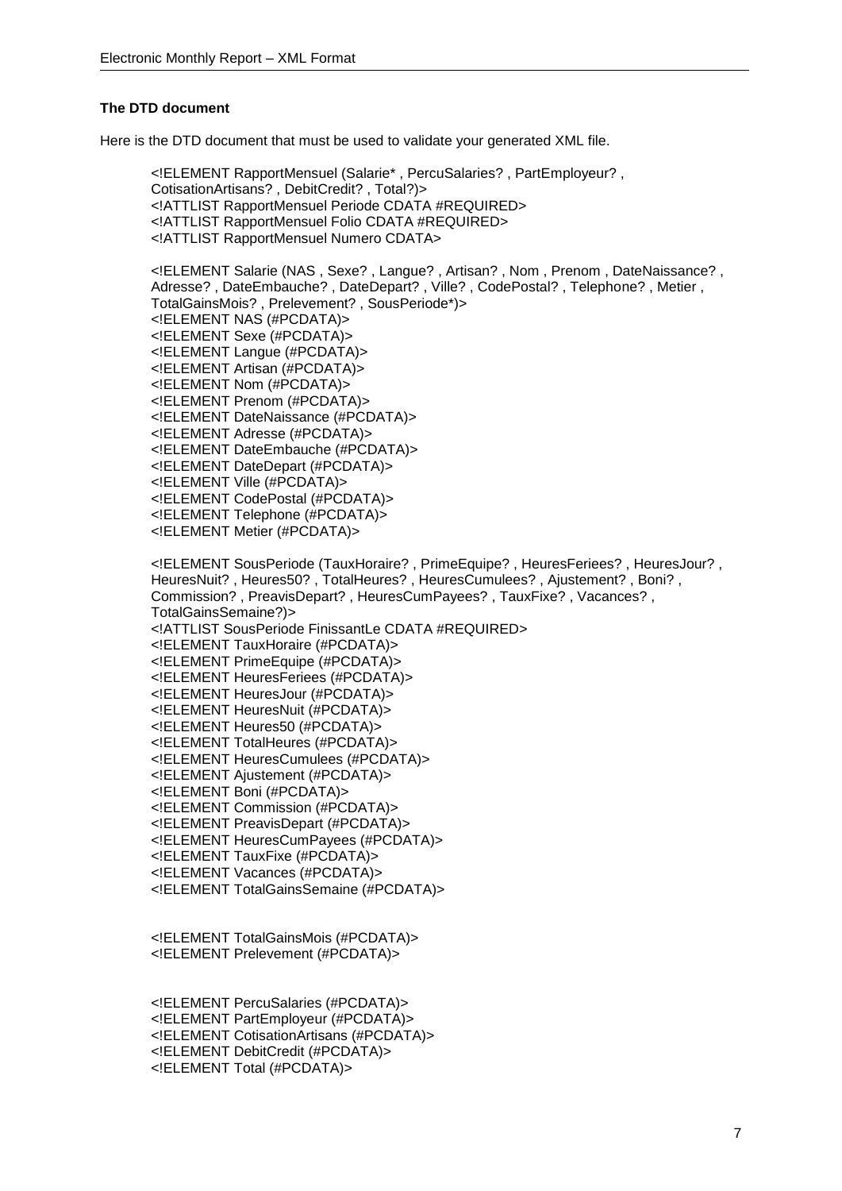**The DTD document**

Here is the DTD document that must be used to validate your generated XML file.

```
<!ELEMENT RapportMensuel (Salarie* , PercuSalaries? , PartEmployeur? ,
CotisationArtisans? , DebitCredit? , Total?)>
<!ATTLIST RapportMensuel Periode CDATA #REQUIRED>
<!ATTLIST RapportMensuel Folio CDATA #REQUIRED>
<!ATTLIST RapportMensuel Numero CDATA>

<!ELEMENT Salarie (NAS , Sexe? , Langue? , Artisan? , Nom , Prenom , DateNaissance? ,
Adresse? , DateEmbauche? , DateDepart? , Ville? , CodePostal? , Telephone? , Metier ,
TotalGainsMois? , Prelevement? , SousPeriode*)>
<!ELEMENT NAS (#PCDATA)>
<!ELEMENT Sexe (#PCDATA)>
<!ELEMENT Langue (#PCDATA)>
<!ELEMENT Artisan (#PCDATA)>
<!ELEMENT Nom (#PCDATA)>
<!ELEMENT Prenom (#PCDATA)>
<!ELEMENT DateNaissance (#PCDATA)>
<!ELEMENT Adresse (#PCDATA)>
<!ELEMENT DateEmbauche (#PCDATA)>
<!ELEMENT DateDepart (#PCDATA)>
<!ELEMENT Ville (#PCDATA)>
<!ELEMENT CodePostal (#PCDATA)>
<!ELEMENT Telephone (#PCDATA)>
<!ELEMENT Metier (#PCDATA)>

<!ELEMENT SousPeriode (TauxHoraire? , PrimeEquipe? , HeuresFeriees? , HeuresJour? ,
HeuresNuit? , Heures50? , TotalHeures? , HeuresCumulees? , Ajustement? , Boni? ,
Commission? , PreavisDepart? , HeuresCumPayees? , TauxFixe? , Vacances? ,
TotalGainsSemaine?)>
<!ATTLIST SousPeriode FinissantLe CDATA #REQUIRED>
<!ELEMENT TauxHoraire (#PCDATA)>
<!ELEMENT PrimeEquipe (#PCDATA)>
<!ELEMENT HeuresFeriees (#PCDATA)>
<!ELEMENT HeuresJour (#PCDATA)>
<!ELEMENT HeuresNuit (#PCDATA)>
<!ELEMENT Heures50 (#PCDATA)>
<!ELEMENT TotalHeures (#PCDATA)>
<!ELEMENT HeuresCumulees (#PCDATA)>
<!ELEMENT Ajustement (#PCDATA)>
<!ELEMENT Boni (#PCDATA)>
<!ELEMENT Commission (#PCDATA)>
<!ELEMENT PreavisDepart (#PCDATA)>
<!ELEMENT HeuresCumPayees (#PCDATA)>
<!ELEMENT TauxFixe (#PCDATA)>
<!ELEMENT Vacances (#PCDATA)>
<!ELEMENT TotalGainsSemaine (#PCDATA)>


<!ELEMENT TotalGainsMois (#PCDATA)>
<!ELEMENT Prelevement (#PCDATA)>


<!ELEMENT PercuSalaries (#PCDATA)>
<!ELEMENT PartEmployeur (#PCDATA)>
<!ELEMENT CotisationArtisans (#PCDATA)>
<!ELEMENT DebitCredit (#PCDATA)>
<!ELEMENT Total (#PCDATA)>
```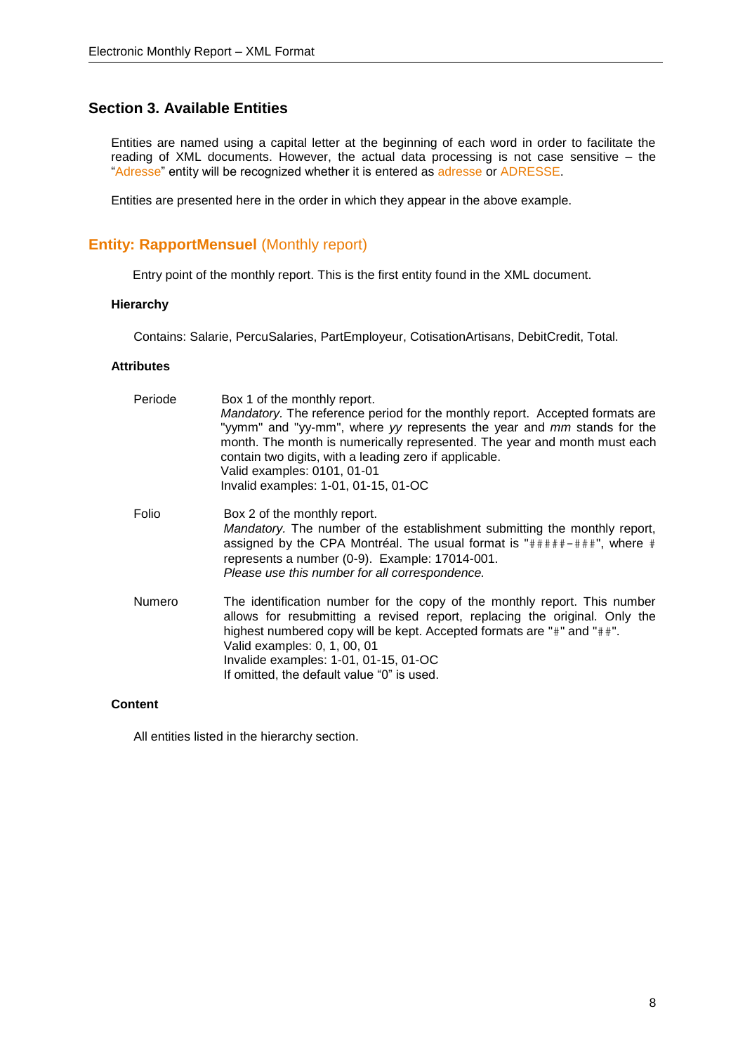## Section 3. Available Entities

Entities are named using a capital letter at the beginning of each word in order to facilitate the reading of XML documents. However, the actual data processing is not case sensitive – the "Adresse" entity will be recognized whether it is entered as adresse or ADRESSE.

Entities are presented here in the order in which they appear in the above example.

### Entity: RapportMensuel (Monthly report)

Entry point of the monthly report. This is the first entity found in the XML document.

#### Hierarchy

Contains: Salarie, PercuSalaries, PartEmployeur, CotisationArtisans, DebitCredit, Total.

#### Attributes

**Periode**

Box 1 of the monthly report.
*Mandatory.* The reference period for the monthly report. Accepted formats are "yymm" and "yy-mm", where *yy* represents the year and *mm* stands for the month. The month is numerically represented. The year and month must each contain two digits, with a leading zero if applicable.
Valid examples: 0101, 01-01
Invalid examples: 1-01, 01-15, 01-OC

**Folio**

Box 2 of the monthly report.
*Mandatory.* The number of the establishment submitting the monthly report, assigned by the CPA Montréal. The usual format is "#####-###", where # represents a number (0-9). Example: 17014-001.
*Please use this number for all correspondence.*

**Numero**

The identification number for the copy of the monthly report. This number allows for resubmitting a revised report, replacing the original. Only the highest numbered copy will be kept. Accepted formats are "#" and "##".
Valid examples: 0, 1, 00, 01
Invalide examples: 1-01, 01-15, 01-OC
If omitted, the default value "0" is used.

#### Content

All entities listed in the hierarchy section.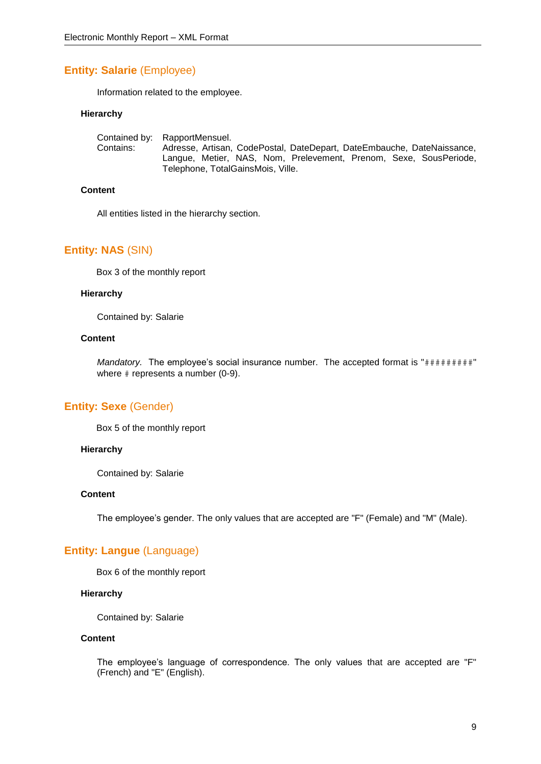## Entity: **Salarie** (Employee)

Information related to the employee.

### Hierarchy

Contained by: RapportMensuel.
Contains: Adresse, Artisan, CodePostal, DateDepart, DateEmbauche, DateNaissance, Langue, Metier, NAS, Nom, Prelevement, Prenom, Sexe, SousPeriode, Telephone, TotalGainsMois, Ville.

### Content

All entities listed in the hierarchy section.

## Entity: **NAS** (SIN)

Box 3 of the monthly report

### Hierarchy

Contained by: Salarie

### Content

*Mandatory.* The employee's social insurance number. The accepted format is "#########" where # represents a number (0-9).

## Entity: **Sexe** (Gender)

Box 5 of the monthly report

### Hierarchy

Contained by: Salarie

### Content

The employee's gender. The only values that are accepted are "F" (Female) and "M" (Male).

## Entity: **Langue** (Language)

Box 6 of the monthly report

### Hierarchy

Contained by: Salarie

### Content

The employee's language of correspondence. The only values that are accepted are "F" (French) and "E" (English).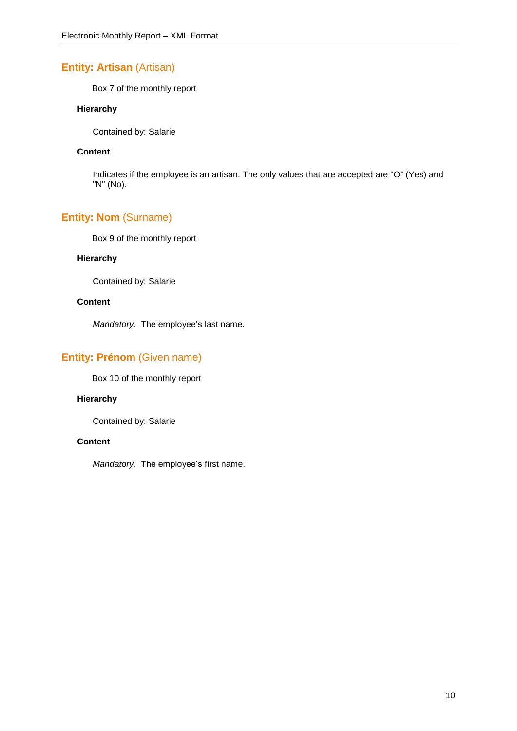## Entity: **Artisan** (Artisan)

Box 7 of the monthly report

### Hierarchy

Contained by: Salarie

### Content

Indicates if the employee is an artisan. The only values that are accepted are "O" (Yes) and "N" (No).

## Entity: **Nom** (Surname)

Box 9 of the monthly report

### Hierarchy

Contained by: Salarie

### Content

*Mandatory.* The employee's last name.

## Entity: **Prénom** (Given name)

Box 10 of the monthly report

### Hierarchy

Contained by: Salarie

### Content

*Mandatory.* The employee's first name.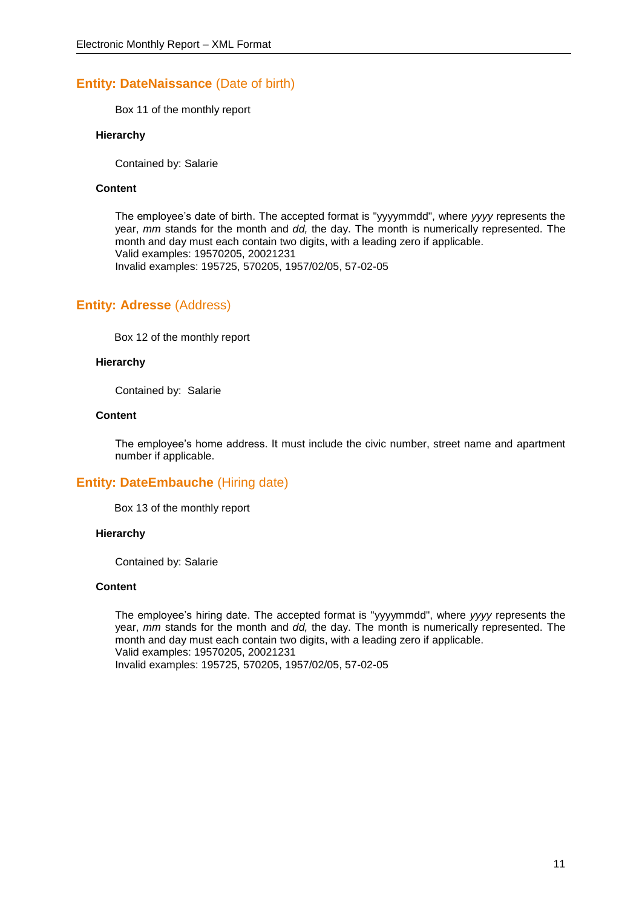## Entity: DateNaissance (Date of birth)

Box 11 of the monthly report

#### Hierarchy

Contained by: Salarie

#### Content

The employee's date of birth. The accepted format is "yyyymmdd", where *yyyy* represents the year, *mm* stands for the month and *dd,* the day. The month is numerically represented. The month and day must each contain two digits, with a leading zero if applicable.
Valid examples: 19570205, 20021231
Invalid examples: 195725, 570205, 1957/02/05, 57-02-05

## Entity: Adresse (Address)

Box 12 of the monthly report

#### Hierarchy

Contained by: Salarie

#### Content

The employee's home address. It must include the civic number, street name and apartment number if applicable.

## Entity: DateEmbauche (Hiring date)

Box 13 of the monthly report

#### Hierarchy

Contained by: Salarie

#### Content

The employee's hiring date. The accepted format is "yyyymmdd", where *yyyy* represents the year, *mm* stands for the month and *dd,* the day. The month is numerically represented. The month and day must each contain two digits, with a leading zero if applicable.
Valid examples: 19570205, 20021231
Invalid examples: 195725, 570205, 1957/02/05, 57-02-05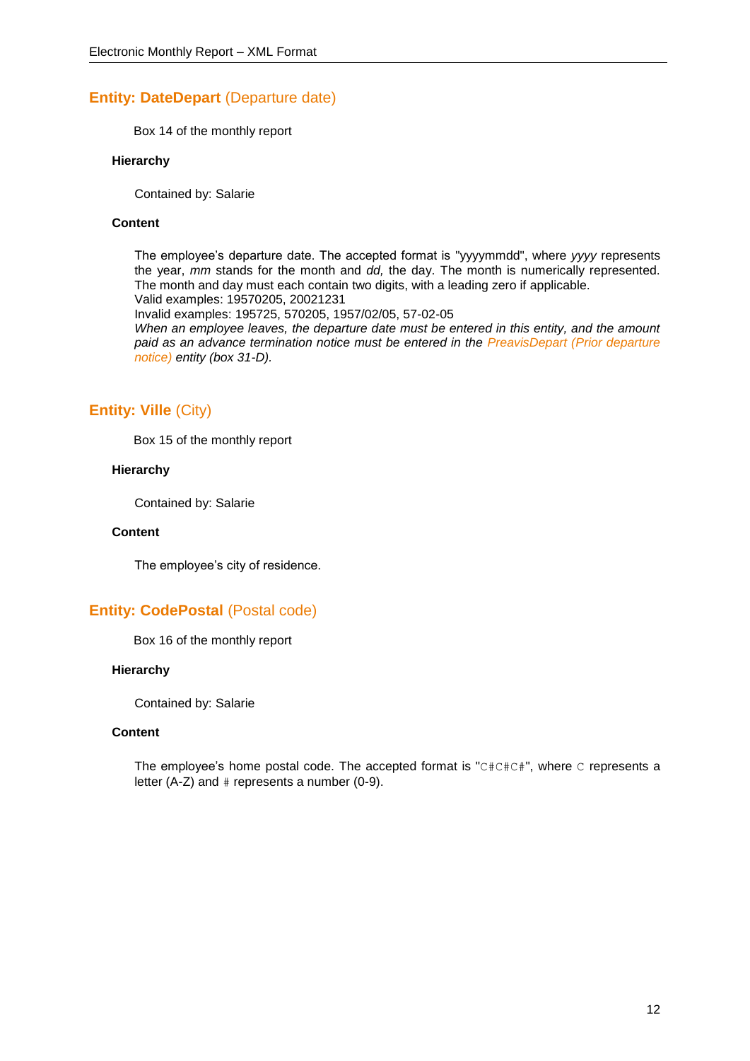## Entity: DateDepart (Departure date)

Box 14 of the monthly report

#### Hierarchy

Contained by: Salarie

#### Content

The employee's departure date. The accepted format is "yyyymmdd", where *yyyy* represents the year, *mm* stands for the month and *dd,* the day. The month is numerically represented. The month and day must each contain two digits, with a leading zero if applicable.
Valid examples: 19570205, 20021231
Invalid examples: 195725, 570205, 1957/02/05, 57-02-05
*When an employee leaves, the departure date must be entered in this entity, and the amount paid as an advance termination notice must be entered in the PreavisDepart (Prior departure notice) entity (box 31-D).*

## Entity: Ville (City)

Box 15 of the monthly report

#### Hierarchy

Contained by: Salarie

#### Content

The employee's city of residence.

## Entity: CodePostal (Postal code)

Box 16 of the monthly report

#### Hierarchy

Contained by: Salarie

#### Content

The employee's home postal code. The accepted format is "`C#C#C#`", where `C` represents a letter (A-Z) and `#` represents a number (0-9).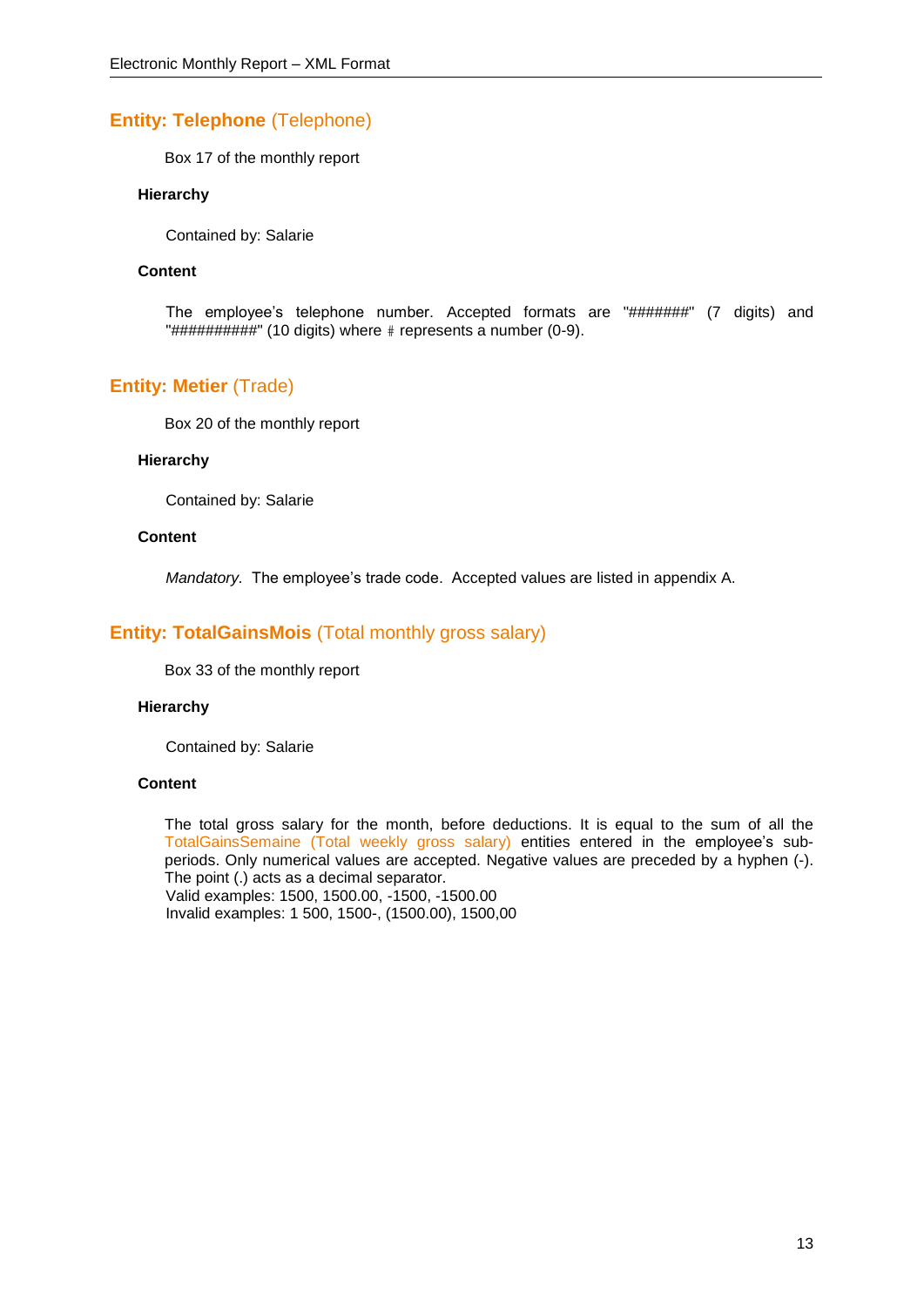## Entity: Telephone (Telephone)

Box 17 of the monthly report

**Hierarchy**

Contained by: Salarie

**Content**

The employee's telephone number. Accepted formats are "#######" (7 digits) and "##########" (10 digits) where # represents a number (0-9).

## Entity: Metier (Trade)

Box 20 of the monthly report

**Hierarchy**

Contained by: Salarie

**Content**

*Mandatory.* The employee's trade code. Accepted values are listed in appendix A.

## Entity: TotalGainsMois (Total monthly gross salary)

Box 33 of the monthly report

**Hierarchy**

Contained by: Salarie

**Content**

The total gross salary for the month, before deductions. It is equal to the sum of all the TotalGainsSemaine (Total weekly gross salary) entities entered in the employee's sub-periods. Only numerical values are accepted. Negative values are preceded by a hyphen (-). The point (.) acts as a decimal separator.
Valid examples: 1500, 1500.00, -1500, -1500.00
Invalid examples: 1 500, 1500-, (1500.00), 1500,00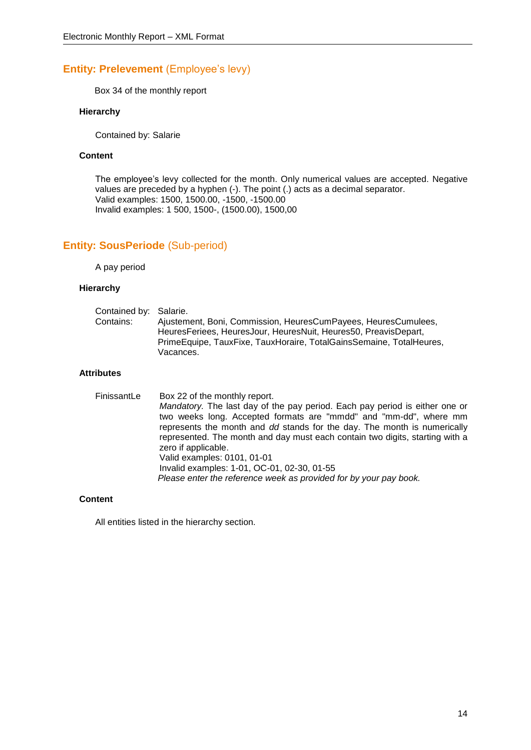## **Entity: Prelevement** (Employee's levy)

Box 34 of the monthly report

#### **Hierarchy**

Contained by: Salarie

#### **Content**

The employee's levy collected for the month. Only numerical values are accepted. Negative values are preceded by a hyphen (-). The point (.) acts as a decimal separator.
Valid examples: 1500, 1500.00, -1500, -1500.00
Invalid examples: 1 500, 1500-, (1500.00), 1500,00

## **Entity: SousPeriode** (Sub-period)

A pay period

#### **Hierarchy**

| | |
|---|---|
| Contained by: | Salarie. |
| Contains: | Ajustement, Boni, Commission, HeuresCumPayees, HeuresCumulees, HeuresFeriees, HeuresJour, HeuresNuit, Heures50, PreavisDepart, PrimeEquipe, TauxFixe, TauxHoraire, TotalGainsSemaine, TotalHeures, Vacances. |

#### **Attributes**

FinissantLe

Box 22 of the monthly report.
*Mandatory.* The last day of the pay period. Each pay period is either one or two weeks long. Accepted formats are "mmdd" and "mm-dd", where mm represents the month and *dd* stands for the day. The month is numerically represented. The month and day must each contain two digits, starting with a zero if applicable.
Valid examples: 0101, 01-01
Invalid examples: 1-01, OC-01, 02-30, 01-55
*Please enter the reference week as provided for by your pay book.*

#### **Content**

All entities listed in the hierarchy section.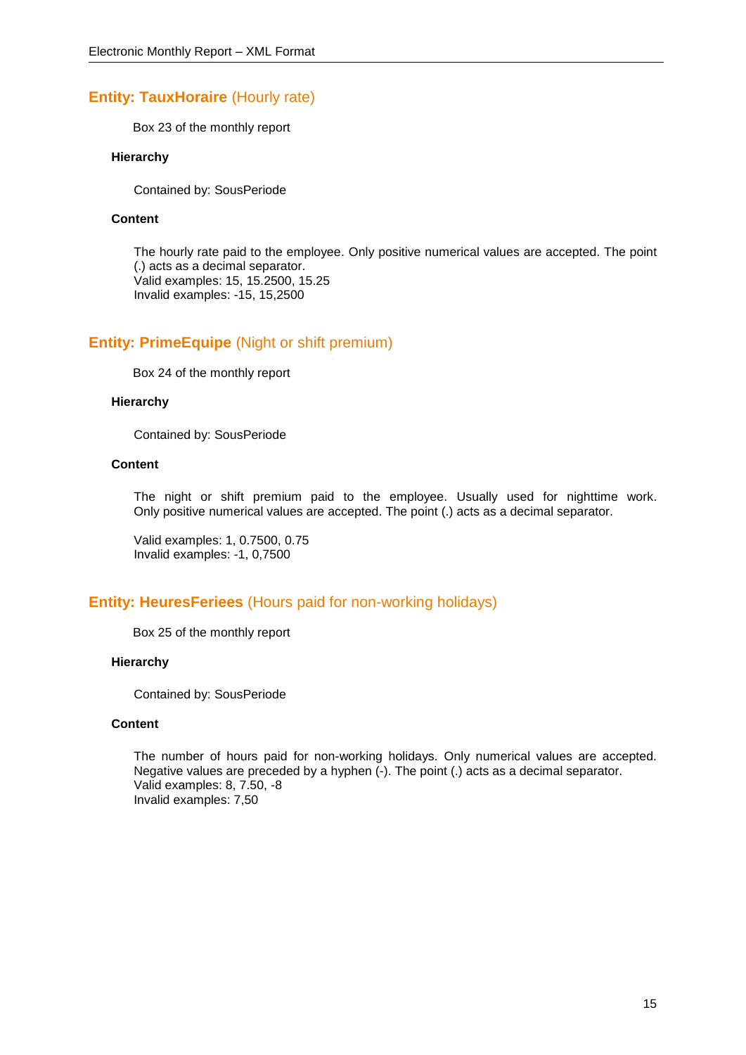## Entity: TauxHoraire (Hourly rate)

Box 23 of the monthly report

#### Hierarchy

Contained by: SousPeriode

#### Content

The hourly rate paid to the employee. Only positive numerical values are accepted. The point (.) acts as a decimal separator.
Valid examples: 15, 15.2500, 15.25
Invalid examples: -15, 15,2500

## Entity: PrimeEquipe (Night or shift premium)

Box 24 of the monthly report

#### Hierarchy

Contained by: SousPeriode

#### Content

The night or shift premium paid to the employee. Usually used for nighttime work. Only positive numerical values are accepted. The point (.) acts as a decimal separator.

Valid examples: 1, 0.7500, 0.75
Invalid examples: -1, 0,7500

## Entity: HeuresFeriees (Hours paid for non-working holidays)

Box 25 of the monthly report

#### Hierarchy

Contained by: SousPeriode

#### Content

The number of hours paid for non-working holidays. Only numerical values are accepted. Negative values are preceded by a hyphen (-). The point (.) acts as a decimal separator.
Valid examples: 8, 7.50, -8
Invalid examples: 7,50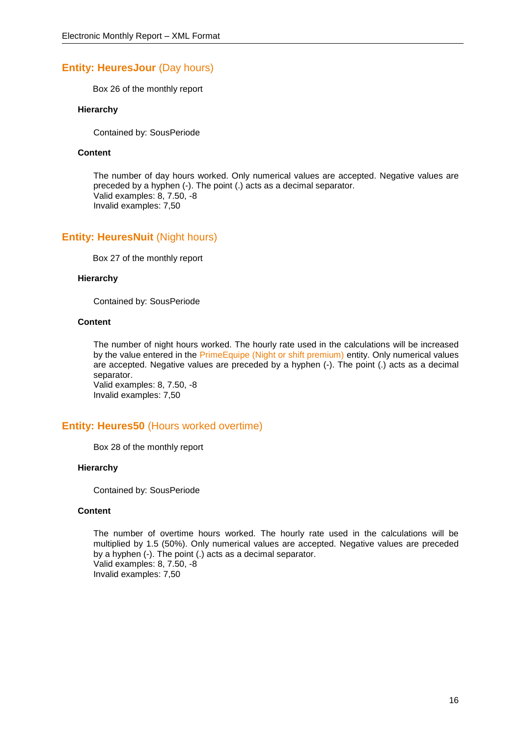## Entity: HeuresJour (Day hours)

Box 26 of the monthly report

#### Hierarchy

Contained by: SousPeriode

#### Content

The number of day hours worked. Only numerical values are accepted. Negative values are preceded by a hyphen (-). The point (.) acts as a decimal separator.
Valid examples: 8, 7.50, -8
Invalid examples: 7,50

## Entity: HeuresNuit (Night hours)

Box 27 of the monthly report

#### Hierarchy

Contained by: SousPeriode

#### Content

The number of night hours worked. The hourly rate used in the calculations will be increased by the value entered in the PrimeEquipe (Night or shift premium) entity. Only numerical values are accepted. Negative values are preceded by a hyphen (-). The point (.) acts as a decimal separator.
Valid examples: 8, 7.50, -8
Invalid examples: 7,50

## Entity: Heures50 (Hours worked overtime)

Box 28 of the monthly report

#### Hierarchy

Contained by: SousPeriode

#### Content

The number of overtime hours worked. The hourly rate used in the calculations will be multiplied by 1.5 (50%). Only numerical values are accepted. Negative values are preceded by a hyphen (-). The point (.) acts as a decimal separator.
Valid examples: 8, 7.50, -8
Invalid examples: 7,50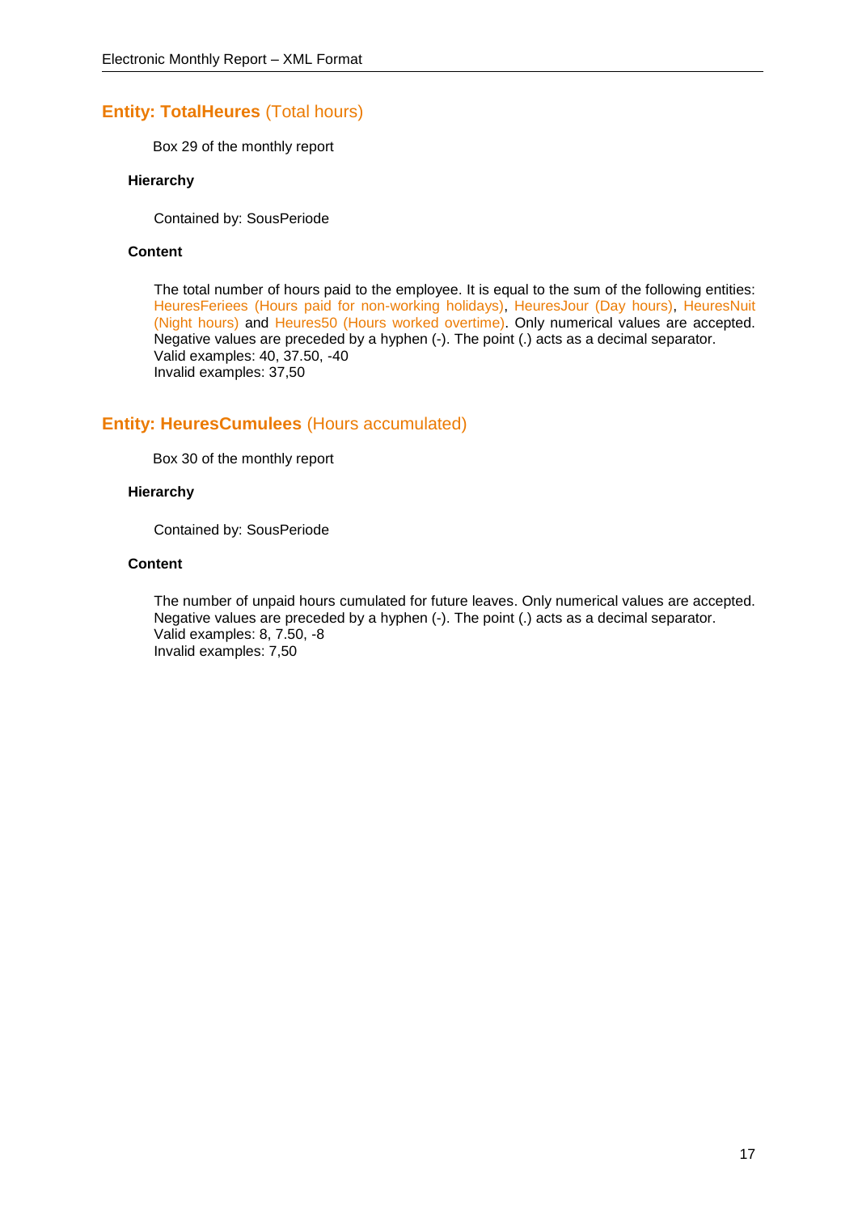## Entity: TotalHeures (Total hours)

Box 29 of the monthly report

#### Hierarchy

Contained by: SousPeriode

#### Content

The total number of hours paid to the employee. It is equal to the sum of the following entities: HeuresFeriees (Hours paid for non-working holidays), HeuresJour (Day hours), HeuresNuit (Night hours) and Heures50 (Hours worked overtime). Only numerical values are accepted. Negative values are preceded by a hyphen (-). The point (.) acts as a decimal separator.
Valid examples: 40, 37.50, -40
Invalid examples: 37,50

## Entity: HeuresCumulees (Hours accumulated)

Box 30 of the monthly report

#### Hierarchy

Contained by: SousPeriode

#### Content

The number of unpaid hours cumulated for future leaves. Only numerical values are accepted. Negative values are preceded by a hyphen (-). The point (.) acts as a decimal separator.
Valid examples: 8, 7.50, -8
Invalid examples: 7,50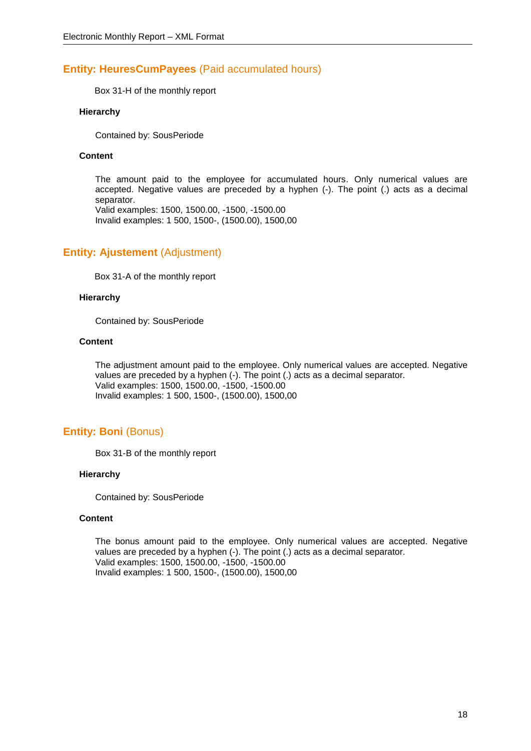## Entity: HeuresCumPayees (Paid accumulated hours)

Box 31-H of the monthly report

**Hierarchy**

Contained by: SousPeriode

**Content**

The amount paid to the employee for accumulated hours. Only numerical values are accepted. Negative values are preceded by a hyphen (-). The point (.) acts as a decimal separator.
Valid examples: 1500, 1500.00, -1500, -1500.00
Invalid examples: 1 500, 1500-, (1500.00), 1500,00

## Entity: Ajustement (Adjustment)

Box 31-A of the monthly report

**Hierarchy**

Contained by: SousPeriode

**Content**

The adjustment amount paid to the employee. Only numerical values are accepted. Negative values are preceded by a hyphen (-). The point (.) acts as a decimal separator.
Valid examples: 1500, 1500.00, -1500, -1500.00
Invalid examples: 1 500, 1500-, (1500.00), 1500,00

## Entity: Boni (Bonus)

Box 31-B of the monthly report

**Hierarchy**

Contained by: SousPeriode

**Content**

The bonus amount paid to the employee. Only numerical values are accepted. Negative values are preceded by a hyphen (-). The point (.) acts as a decimal separator.
Valid examples: 1500, 1500.00, -1500, -1500.00
Invalid examples: 1 500, 1500-, (1500.00), 1500,00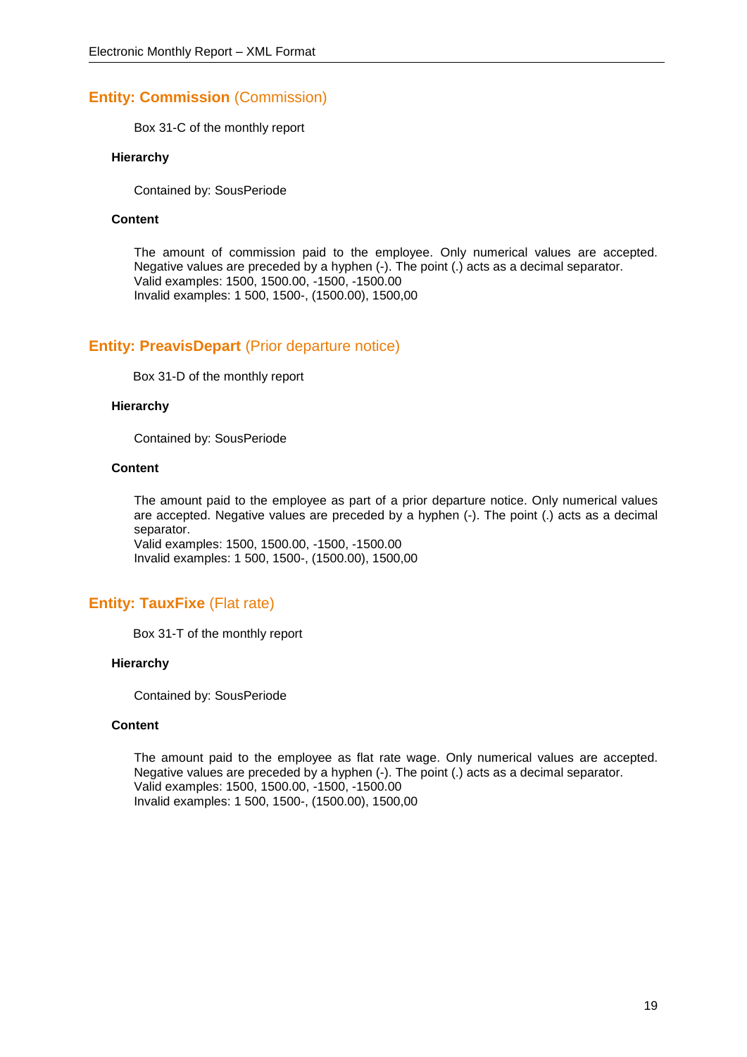## **Entity: Commission** (Commission)

Box 31-C of the monthly report

#### **Hierarchy**

Contained by: SousPeriode

#### **Content**

The amount of commission paid to the employee. Only numerical values are accepted. Negative values are preceded by a hyphen (-). The point (.) acts as a decimal separator.
Valid examples: 1500, 1500.00, -1500, -1500.00
Invalid examples: 1 500, 1500-, (1500.00), 1500,00

## **Entity: PreavisDepart** (Prior departure notice)

Box 31-D of the monthly report

#### **Hierarchy**

Contained by: SousPeriode

#### **Content**

The amount paid to the employee as part of a prior departure notice. Only numerical values are accepted. Negative values are preceded by a hyphen (-). The point (.) acts as a decimal separator.
Valid examples: 1500, 1500.00, -1500, -1500.00
Invalid examples: 1 500, 1500-, (1500.00), 1500,00

## **Entity: TauxFixe** (Flat rate)

Box 31-T of the monthly report

#### **Hierarchy**

Contained by: SousPeriode

#### **Content**

The amount paid to the employee as flat rate wage. Only numerical values are accepted. Negative values are preceded by a hyphen (-). The point (.) acts as a decimal separator.
Valid examples: 1500, 1500.00, -1500, -1500.00
Invalid examples: 1 500, 1500-, (1500.00), 1500,00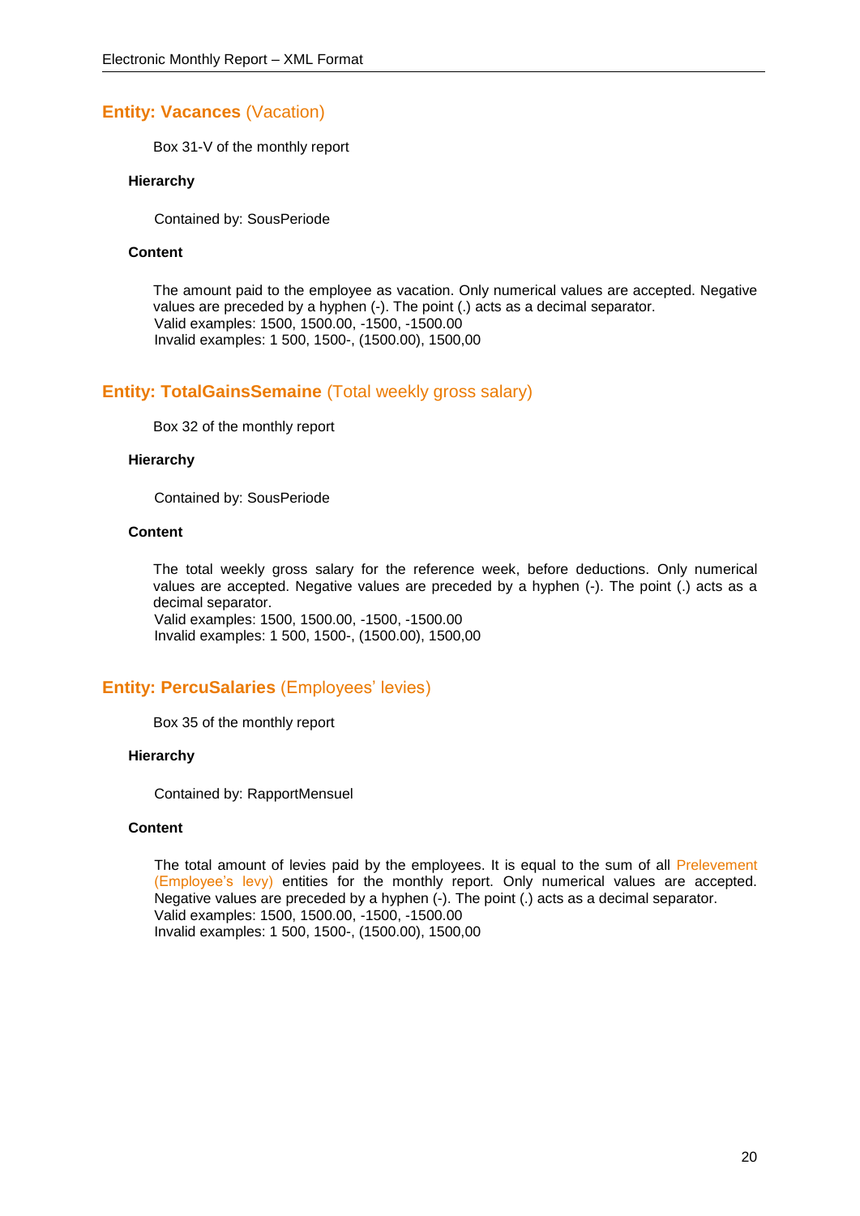## Entity: Vacances (Vacation)

Box 31-V of the monthly report

#### Hierarchy

Contained by: SousPeriode

#### Content

The amount paid to the employee as vacation. Only numerical values are accepted. Negative values are preceded by a hyphen (-). The point (.) acts as a decimal separator.
Valid examples: 1500, 1500.00, -1500, -1500.00
Invalid examples: 1 500, 1500-, (1500.00), 1500,00

## Entity: TotalGainsSemaine (Total weekly gross salary)

Box 32 of the monthly report

#### Hierarchy

Contained by: SousPeriode

#### Content

The total weekly gross salary for the reference week, before deductions. Only numerical values are accepted. Negative values are preceded by a hyphen (-). The point (.) acts as a decimal separator.
Valid examples: 1500, 1500.00, -1500, -1500.00
Invalid examples: 1 500, 1500-, (1500.00), 1500,00

## Entity: PercuSalaries (Employees' levies)

Box 35 of the monthly report

#### Hierarchy

Contained by: RapportMensuel

#### Content

The total amount of levies paid by the employees. It is equal to the sum of all Prelevement (Employee's levy) entities for the monthly report. Only numerical values are accepted. Negative values are preceded by a hyphen (-). The point (.) acts as a decimal separator.
Valid examples: 1500, 1500.00, -1500, -1500.00
Invalid examples: 1 500, 1500-, (1500.00), 1500,00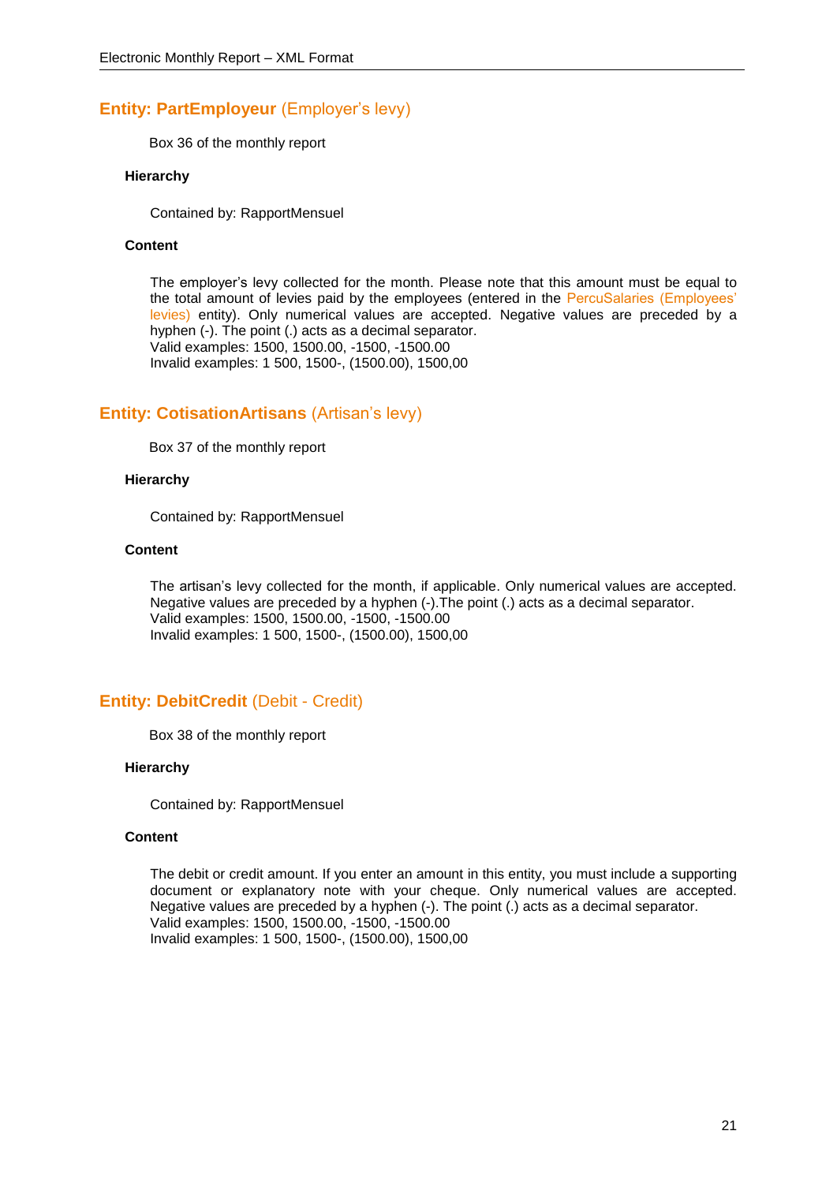## Entity: PartEmployeur (Employer's levy)

Box 36 of the monthly report

#### Hierarchy

Contained by: RapportMensuel

#### Content

The employer's levy collected for the month. Please note that this amount must be equal to the total amount of levies paid by the employees (entered in the PercuSalaries (Employees' levies) entity). Only numerical values are accepted. Negative values are preceded by a hyphen (-). The point (.) acts as a decimal separator.
Valid examples: 1500, 1500.00, -1500, -1500.00
Invalid examples: 1 500, 1500-, (1500.00), 1500,00

## Entity: CotisationArtisans (Artisan's levy)

Box 37 of the monthly report

#### Hierarchy

Contained by: RapportMensuel

#### Content

The artisan's levy collected for the month, if applicable. Only numerical values are accepted. Negative values are preceded by a hyphen (-).The point (.) acts as a decimal separator.
Valid examples: 1500, 1500.00, -1500, -1500.00
Invalid examples: 1 500, 1500-, (1500.00), 1500,00

## Entity: DebitCredit (Debit - Credit)

Box 38 of the monthly report

#### Hierarchy

Contained by: RapportMensuel

#### Content

The debit or credit amount. If you enter an amount in this entity, you must include a supporting document or explanatory note with your cheque. Only numerical values are accepted. Negative values are preceded by a hyphen (-). The point (.) acts as a decimal separator.
Valid examples: 1500, 1500.00, -1500, -1500.00
Invalid examples: 1 500, 1500-, (1500.00), 1500,00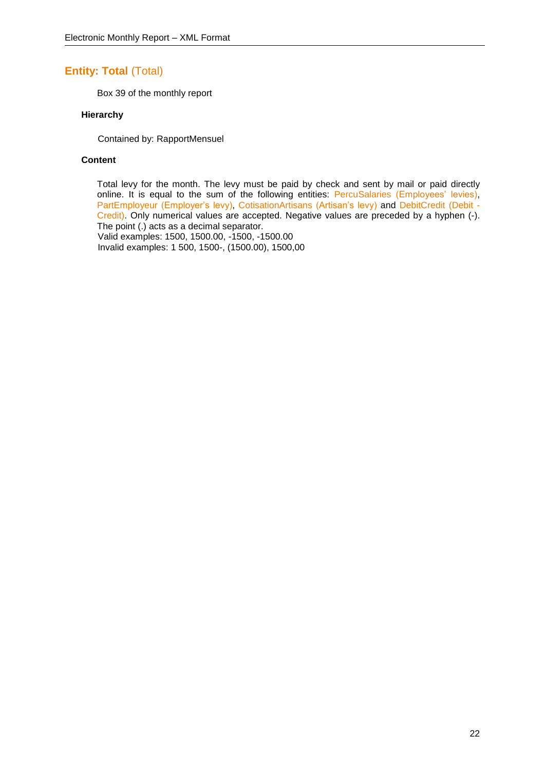## **Entity: Total** (Total)

Box 39 of the monthly report

**Hierarchy**

Contained by: RapportMensuel

**Content**

Total levy for the month. The levy must be paid by check and sent by mail or paid directly online. It is equal to the sum of the following entities: PercuSalaries (Employees' levies), PartEmployeur (Employer's levy), CotisationArtisans (Artisan's levy) and DebitCredit (Debit - Credit). Only numerical values are accepted. Negative values are preceded by a hyphen (-). The point (.) acts as a decimal separator.

Valid examples: 1500, 1500.00, -1500, -1500.00

Invalid examples: 1 500, 1500-, (1500.00), 1500,00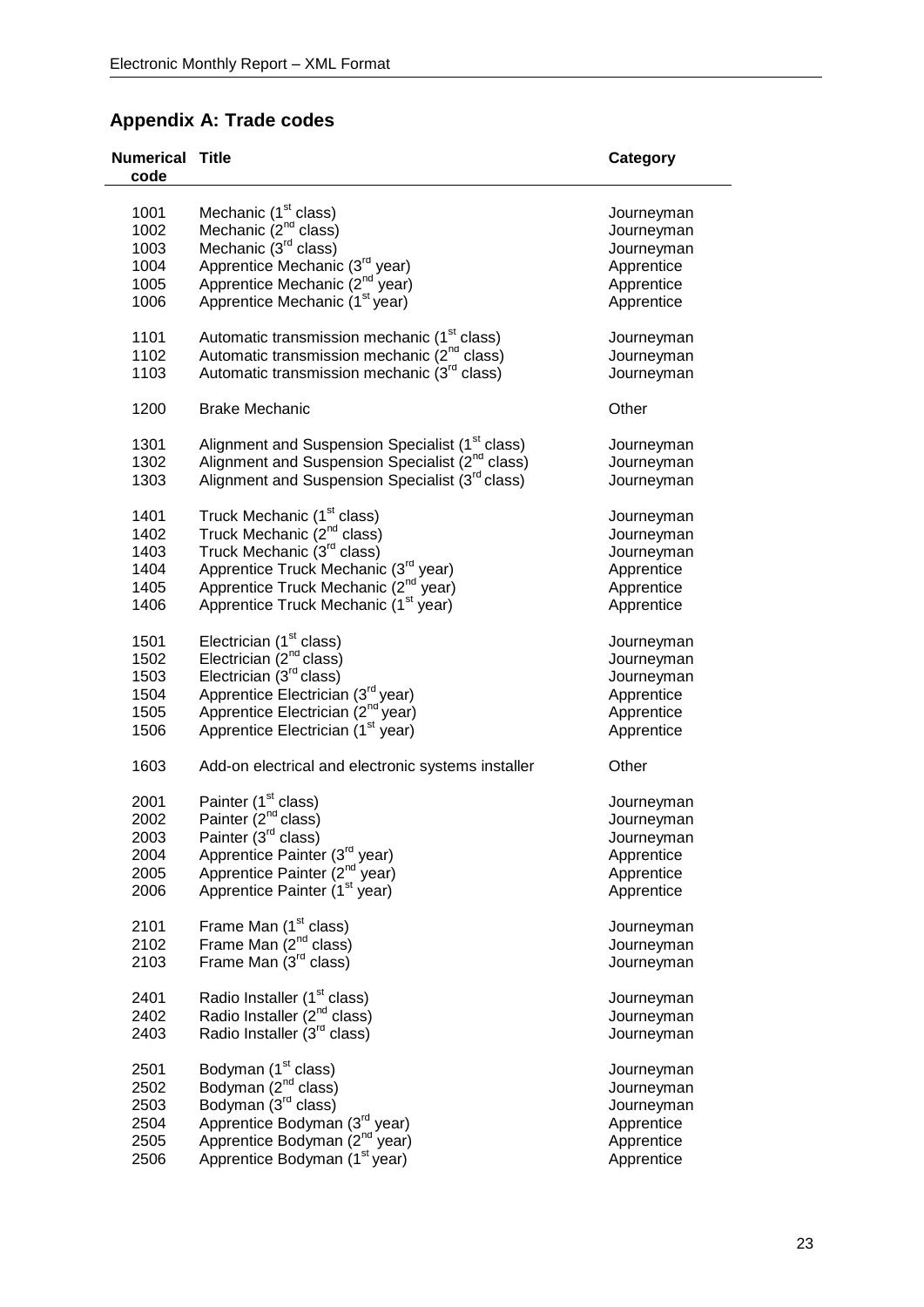## Appendix A: Trade codes

| Numerical code | Title | Category |
|---|---|---|
| 1001 | Mechanic (1st class) | Journeyman |
| 1002 | Mechanic (2nd class) | Journeyman |
| 1003 | Mechanic (3rd class) | Journeyman |
| 1004 | Apprentice Mechanic (3rd year) | Apprentice |
| 1005 | Apprentice Mechanic (2nd year) | Apprentice |
| 1006 | Apprentice Mechanic (1st year) | Apprentice |
| 1101 | Automatic transmission mechanic (1st class) | Journeyman |
| 1102 | Automatic transmission mechanic (2nd class) | Journeyman |
| 1103 | Automatic transmission mechanic (3rd class) | Journeyman |
| 1200 | Brake Mechanic | Other |
| 1301 | Alignment and Suspension Specialist (1st class) | Journeyman |
| 1302 | Alignment and Suspension Specialist (2nd class) | Journeyman |
| 1303 | Alignment and Suspension Specialist (3rd class) | Journeyman |
| 1401 | Truck Mechanic (1st class) | Journeyman |
| 1402 | Truck Mechanic (2nd class) | Journeyman |
| 1403 | Truck Mechanic (3rd class) | Journeyman |
| 1404 | Apprentice Truck Mechanic (3rd year) | Apprentice |
| 1405 | Apprentice Truck Mechanic (2nd year) | Apprentice |
| 1406 | Apprentice Truck Mechanic (1st year) | Apprentice |
| 1501 | Electrician (1st class) | Journeyman |
| 1502 | Electrician (2nd class) | Journeyman |
| 1503 | Electrician (3rd class) | Journeyman |
| 1504 | Apprentice Electrician (3rd year) | Apprentice |
| 1505 | Apprentice Electrician (2nd year) | Apprentice |
| 1506 | Apprentice Electrician (1st year) | Apprentice |
| 1603 | Add-on electrical and electronic systems installer | Other |
| 2001 | Painter (1st class) | Journeyman |
| 2002 | Painter (2nd class) | Journeyman |
| 2003 | Painter (3rd class) | Journeyman |
| 2004 | Apprentice Painter (3rd year) | Apprentice |
| 2005 | Apprentice Painter (2nd year) | Apprentice |
| 2006 | Apprentice Painter (1st year) | Apprentice |
| 2101 | Frame Man (1st class) | Journeyman |
| 2102 | Frame Man (2nd class) | Journeyman |
| 2103 | Frame Man (3rd class) | Journeyman |
| 2401 | Radio Installer (1st class) | Journeyman |
| 2402 | Radio Installer (2nd class) | Journeyman |
| 2403 | Radio Installer (3rd class) | Journeyman |
| 2501 | Bodyman (1st class) | Journeyman |
| 2502 | Bodyman (2nd class) | Journeyman |
| 2503 | Bodyman (3rd class) | Journeyman |
| 2504 | Apprentice Bodyman (3rd year) | Apprentice |
| 2505 | Apprentice Bodyman (2nd year) | Apprentice |
| 2506 | Apprentice Bodyman (1st year) | Apprentice |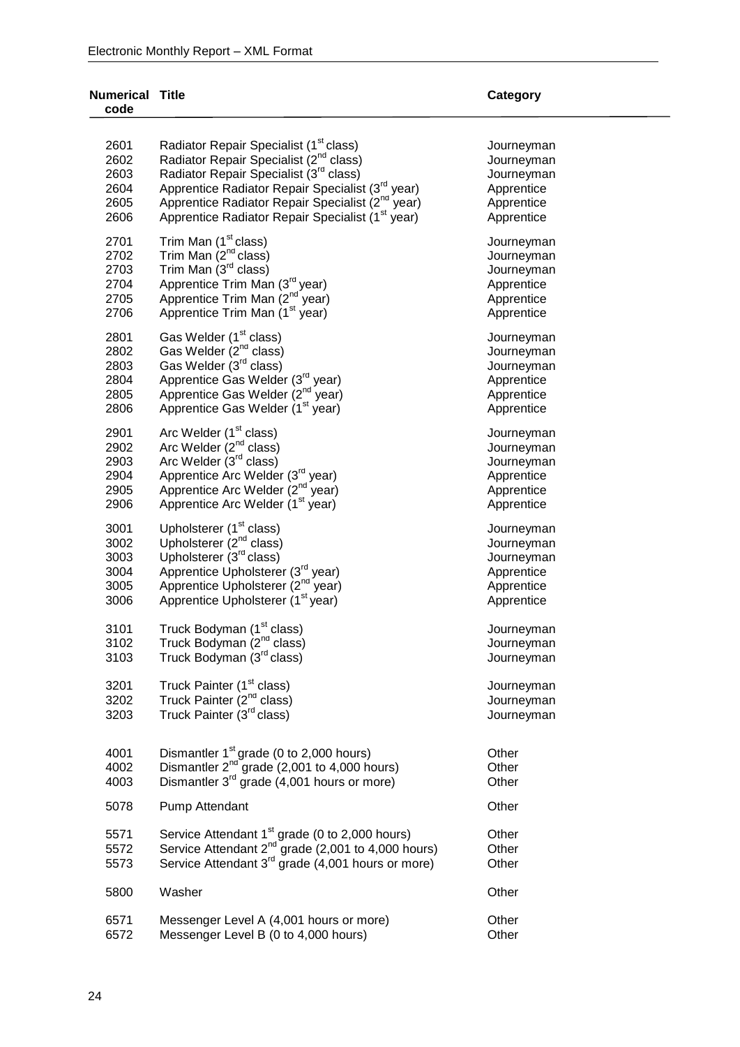| Numerical code | Title | Category |
|---|---|---|
| 2601 | Radiator Repair Specialist (1st class) | Journeyman |
| 2602 | Radiator Repair Specialist (2nd class) | Journeyman |
| 2603 | Radiator Repair Specialist (3rd class) | Journeyman |
| 2604 | Apprentice Radiator Repair Specialist (3rd year) | Apprentice |
| 2605 | Apprentice Radiator Repair Specialist (2nd year) | Apprentice |
| 2606 | Apprentice Radiator Repair Specialist (1st year) | Apprentice |
| 2701 | Trim Man (1st class) | Journeyman |
| 2702 | Trim Man (2nd class) | Journeyman |
| 2703 | Trim Man (3rd class) | Journeyman |
| 2704 | Apprentice Trim Man (3rd year) | Apprentice |
| 2705 | Apprentice Trim Man (2nd year) | Apprentice |
| 2706 | Apprentice Trim Man (1st year) | Apprentice |
| 2801 | Gas Welder (1st class) | Journeyman |
| 2802 | Gas Welder (2nd class) | Journeyman |
| 2803 | Gas Welder (3rd class) | Journeyman |
| 2804 | Apprentice Gas Welder (3rd year) | Apprentice |
| 2805 | Apprentice Gas Welder (2nd year) | Apprentice |
| 2806 | Apprentice Gas Welder (1st year) | Apprentice |
| 2901 | Arc Welder (1st class) | Journeyman |
| 2902 | Arc Welder (2nd class) | Journeyman |
| 2903 | Arc Welder (3rd class) | Journeyman |
| 2904 | Apprentice Arc Welder (3rd year) | Apprentice |
| 2905 | Apprentice Arc Welder (2nd year) | Apprentice |
| 2906 | Apprentice Arc Welder (1st year) | Apprentice |
| 3001 | Upholsterer (1st class) | Journeyman |
| 3002 | Upholsterer (2nd class) | Journeyman |
| 3003 | Upholsterer (3rd class) | Journeyman |
| 3004 | Apprentice Upholsterer (3rd year) | Apprentice |
| 3005 | Apprentice Upholsterer (2nd year) | Apprentice |
| 3006 | Apprentice Upholsterer (1st year) | Apprentice |
| 3101 | Truck Bodyman (1st class) | Journeyman |
| 3102 | Truck Bodyman (2nd class) | Journeyman |
| 3103 | Truck Bodyman (3rd class) | Journeyman |
| 3201 | Truck Painter (1st class) | Journeyman |
| 3202 | Truck Painter (2nd class) | Journeyman |
| 3203 | Truck Painter (3rd class) | Journeyman |
| 4001 | Dismantler 1st grade (0 to 2,000 hours) | Other |
| 4002 | Dismantler 2nd grade (2,001 to 4,000 hours) | Other |
| 4003 | Dismantler 3rd grade (4,001 hours or more) | Other |
| 5078 | Pump Attendant | Other |
| 5571 | Service Attendant 1st grade (0 to 2,000 hours) | Other |
| 5572 | Service Attendant 2nd grade (2,001 to 4,000 hours) | Other |
| 5573 | Service Attendant 3rd grade (4,001 hours or more) | Other |
| 5800 | Washer | Other |
| 6571 | Messenger Level A (4,001 hours or more) | Other |
| 6572 | Messenger Level B (0 to 4,000 hours) | Other |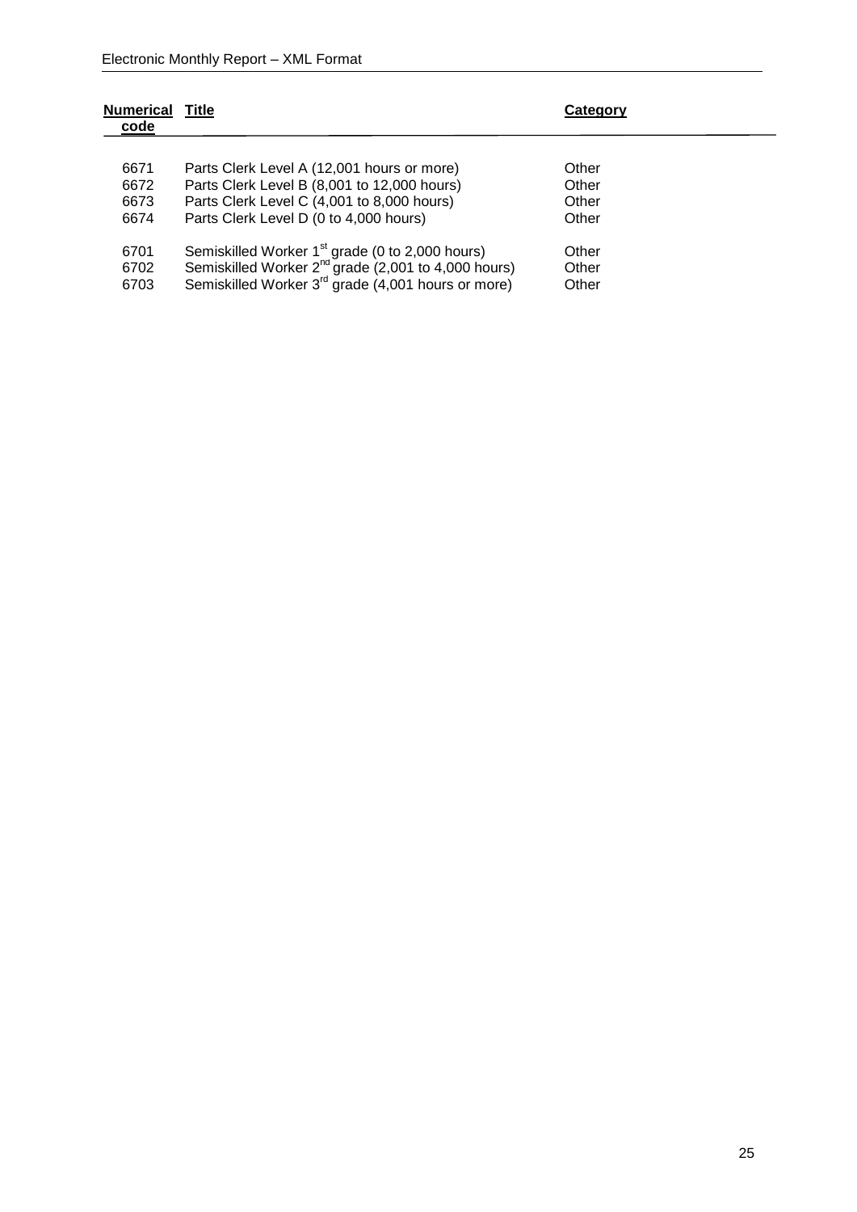| Numerical code | Title | Category |
|---|---|---|
| 6671 | Parts Clerk Level A (12,001 hours or more) | Other |
| 6672 | Parts Clerk Level B (8,001 to 12,000 hours) | Other |
| 6673 | Parts Clerk Level C (4,001 to 8,000 hours) | Other |
| 6674 | Parts Clerk Level D (0 to 4,000 hours) | Other |
| 6701 | Semiskilled Worker 1st grade (0 to 2,000 hours) | Other |
| 6702 | Semiskilled Worker 2nd grade (2,001 to 4,000 hours) | Other |
| 6703 | Semiskilled Worker 3rd grade (4,001 hours or more) | Other |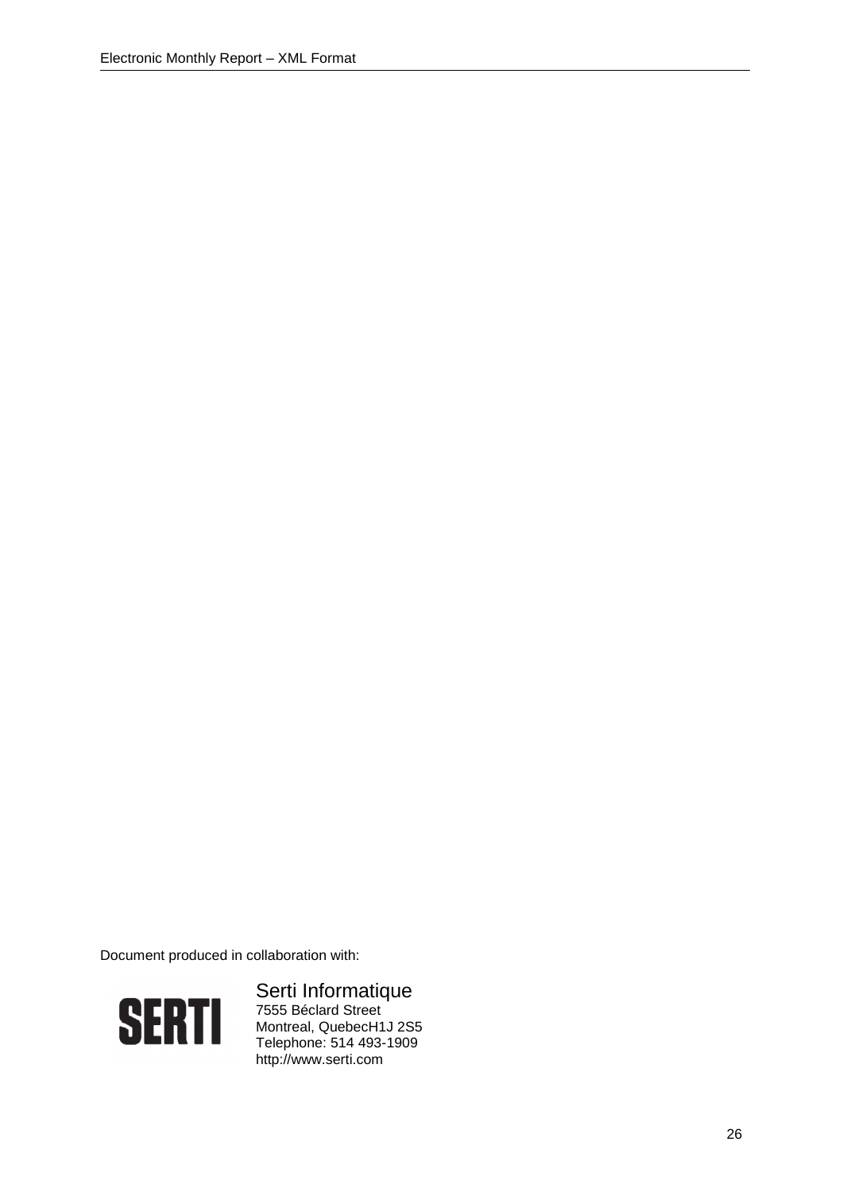Document produced in collaboration with:

SERTI

Serti Informatique
7555 Béclard Street
Montreal, QuebecH1J 2S5
Telephone: 514 493-1909
http://www.serti.com